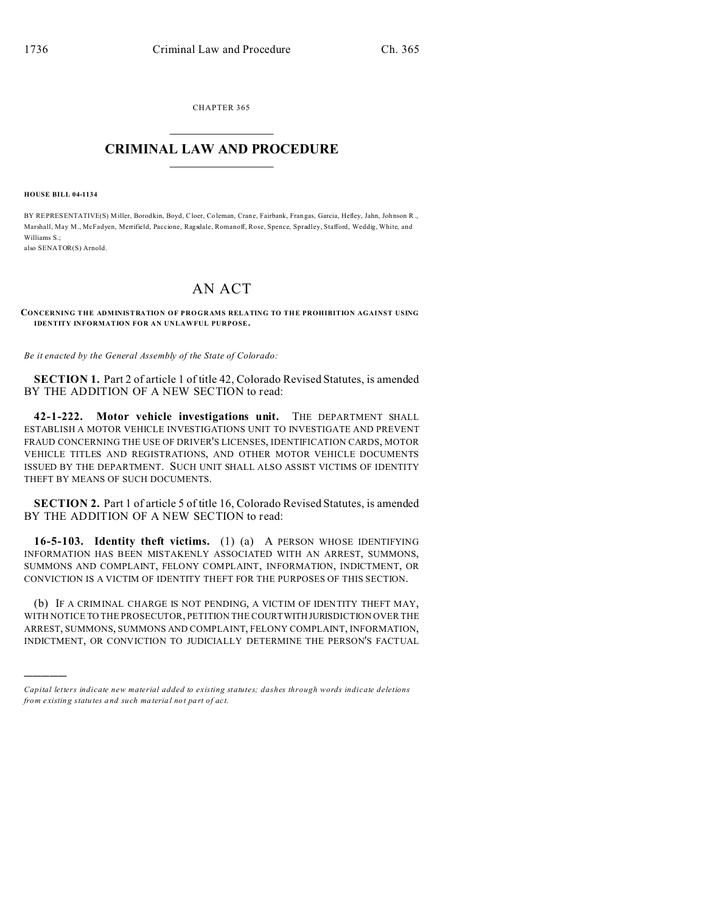CHAPTER 365

# CRIMINAL LAW AND PROCEDURE

**HOUSE BILL 04-1134**

BY REPRESENTATIVE(S) Miller, Borodkin, Boyd, Cloer, Coleman, Crane, Fairbank, Frangas, Garcia, Hefley, Jahn, Johnson R., Marshall, May M., McFadyen, Merrifield, Paccione, Ragsdale, Romanoff, Rose, Spence, Spradley, Stafford, Weddig, White, and Williams S.;
also SENATOR(S) Arnold.

# AN ACT

**CONCERNING THE ADMINISTRATION OF PROGRAMS RELATING TO THE PROHIBITION AGAINST USING IDENTITY INFORMATION FOR AN UNLAWFUL PURPOSE.**

*Be it enacted by the General Assembly of the State of Colorado:*

**SECTION 1.** Part 2 of article 1 of title 42, Colorado Revised Statutes, is amended BY THE ADDITION OF A NEW SECTION to read:

**42-1-222. Motor vehicle investigations unit.** THE DEPARTMENT SHALL ESTABLISH A MOTOR VEHICLE INVESTIGATIONS UNIT TO INVESTIGATE AND PREVENT FRAUD CONCERNING THE USE OF DRIVER'S LICENSES, IDENTIFICATION CARDS, MOTOR VEHICLE TITLES AND REGISTRATIONS, AND OTHER MOTOR VEHICLE DOCUMENTS ISSUED BY THE DEPARTMENT. SUCH UNIT SHALL ALSO ASSIST VICTIMS OF IDENTITY THEFT BY MEANS OF SUCH DOCUMENTS.

**SECTION 2.** Part 1 of article 5 of title 16, Colorado Revised Statutes, is amended BY THE ADDITION OF A NEW SECTION to read:

**16-5-103. Identity theft victims.** (1) (a) A PERSON WHOSE IDENTIFYING INFORMATION HAS BEEN MISTAKENLY ASSOCIATED WITH AN ARREST, SUMMONS, SUMMONS AND COMPLAINT, FELONY COMPLAINT, INFORMATION, INDICTMENT, OR CONVICTION IS A VICTIM OF IDENTITY THEFT FOR THE PURPOSES OF THIS SECTION.

(b) IF A CRIMINAL CHARGE IS NOT PENDING, A VICTIM OF IDENTITY THEFT MAY, WITH NOTICE TO THE PROSECUTOR, PETITION THE COURT WITH JURISDICTION OVER THE ARREST, SUMMONS, SUMMONS AND COMPLAINT, FELONY COMPLAINT, INFORMATION, INDICTMENT, OR CONVICTION TO JUDICIALLY DETERMINE THE PERSON'S FACTUAL

*Capital letters indicate new material added to existing statutes; dashes through words indicate deletions from existing statutes and such material not part of act.*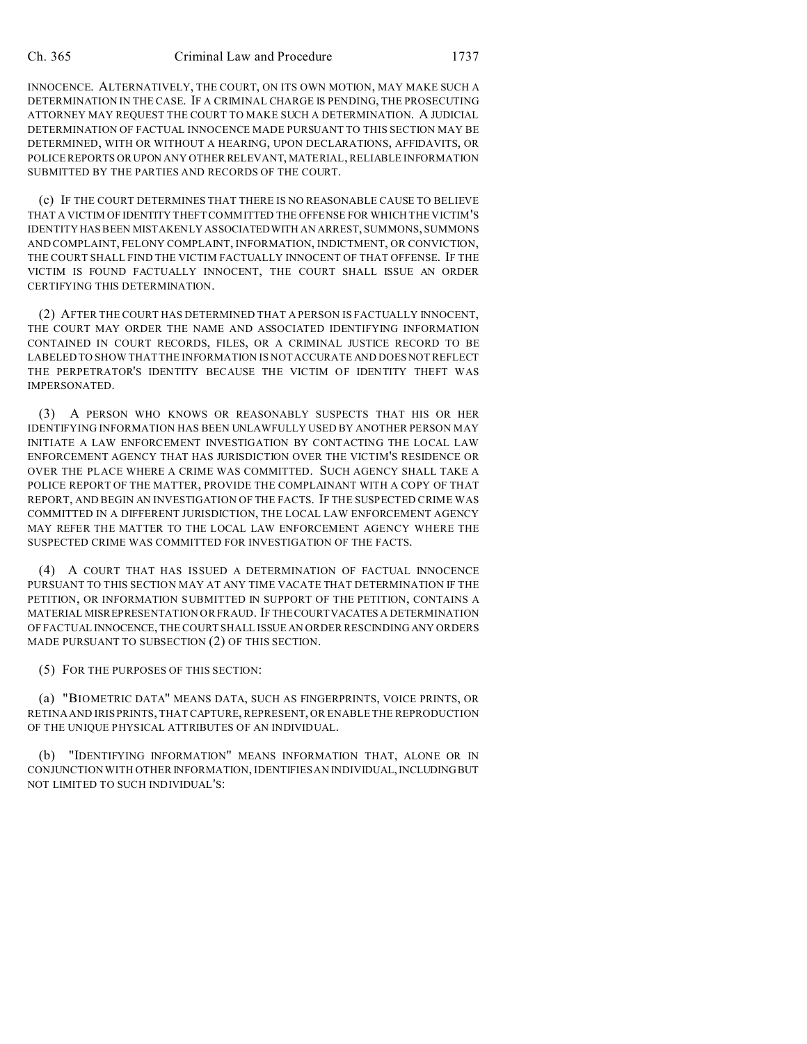INNOCENCE. ALTERNATIVELY, THE COURT, ON ITS OWN MOTION, MAY MAKE SUCH A DETERMINATION IN THE CASE. IF A CRIMINAL CHARGE IS PENDING, THE PROSECUTING ATTORNEY MAY REQUEST THE COURT TO MAKE SUCH A DETERMINATION. A JUDICIAL DETERMINATION OF FACTUAL INNOCENCE MADE PURSUANT TO THIS SECTION MAY BE DETERMINED, WITH OR WITHOUT A HEARING, UPON DECLARATIONS, AFFIDAVITS, OR POLICE REPORTS OR UPON ANY OTHER RELEVANT, MATERIAL, RELIABLE INFORMATION SUBMITTED BY THE PARTIES AND RECORDS OF THE COURT.

(c) IF THE COURT DETERMINES THAT THERE IS NO REASONABLE CAUSE TO BELIEVE THAT A VICTIM OF IDENTITY THEFT COMMITTED THE OFFENSE FOR WHICH THE VICTIM'S IDENTITY HAS BEEN MISTAKENLY ASSOCIATED WITH AN ARREST, SUMMONS, SUMMONS AND COMPLAINT, FELONY COMPLAINT, INFORMATION, INDICTMENT, OR CONVICTION, THE COURT SHALL FIND THE VICTIM FACTUALLY INNOCENT OF THAT OFFENSE. IF THE VICTIM IS FOUND FACTUALLY INNOCENT, THE COURT SHALL ISSUE AN ORDER CERTIFYING THIS DETERMINATION.

(2) AFTER THE COURT HAS DETERMINED THAT A PERSON IS FACTUALLY INNOCENT, THE COURT MAY ORDER THE NAME AND ASSOCIATED IDENTIFYING INFORMATION CONTAINED IN COURT RECORDS, FILES, OR A CRIMINAL JUSTICE RECORD TO BE LABELED TO SHOW THAT THE INFORMATION IS NOT ACCURATE AND DOES NOT REFLECT THE PERPETRATOR'S IDENTITY BECAUSE THE VICTIM OF IDENTITY THEFT WAS IMPERSONATED.

(3) A PERSON WHO KNOWS OR REASONABLY SUSPECTS THAT HIS OR HER IDENTIFYING INFORMATION HAS BEEN UNLAWFULLY USED BY ANOTHER PERSON MAY INITIATE A LAW ENFORCEMENT INVESTIGATION BY CONTACTING THE LOCAL LAW ENFORCEMENT AGENCY THAT HAS JURISDICTION OVER THE VICTIM'S RESIDENCE OR OVER THE PLACE WHERE A CRIME WAS COMMITTED. SUCH AGENCY SHALL TAKE A POLICE REPORT OF THE MATTER, PROVIDE THE COMPLAINANT WITH A COPY OF THAT REPORT, AND BEGIN AN INVESTIGATION OF THE FACTS. IF THE SUSPECTED CRIME WAS COMMITTED IN A DIFFERENT JURISDICTION, THE LOCAL LAW ENFORCEMENT AGENCY MAY REFER THE MATTER TO THE LOCAL LAW ENFORCEMENT AGENCY WHERE THE SUSPECTED CRIME WAS COMMITTED FOR INVESTIGATION OF THE FACTS.

(4) A COURT THAT HAS ISSUED A DETERMINATION OF FACTUAL INNOCENCE PURSUANT TO THIS SECTION MAY AT ANY TIME VACATE THAT DETERMINATION IF THE PETITION, OR INFORMATION SUBMITTED IN SUPPORT OF THE PETITION, CONTAINS A MATERIAL MISREPRESENTATION OR FRAUD. IF THE COURT VACATES A DETERMINATION OF FACTUAL INNOCENCE, THE COURT SHALL ISSUE AN ORDER RESCINDING ANY ORDERS MADE PURSUANT TO SUBSECTION (2) OF THIS SECTION.

(5) FOR THE PURPOSES OF THIS SECTION:

(a) "BIOMETRIC DATA" MEANS DATA, SUCH AS FINGERPRINTS, VOICE PRINTS, OR RETINA AND IRIS PRINTS, THAT CAPTURE, REPRESENT, OR ENABLE THE REPRODUCTION OF THE UNIQUE PHYSICAL ATTRIBUTES OF AN INDIVIDUAL.

(b) "IDENTIFYING INFORMATION" MEANS INFORMATION THAT, ALONE OR IN CONJUNCTION WITH OTHER INFORMATION, IDENTIFIES AN INDIVIDUAL, INCLUDING BUT NOT LIMITED TO SUCH INDIVIDUAL'S: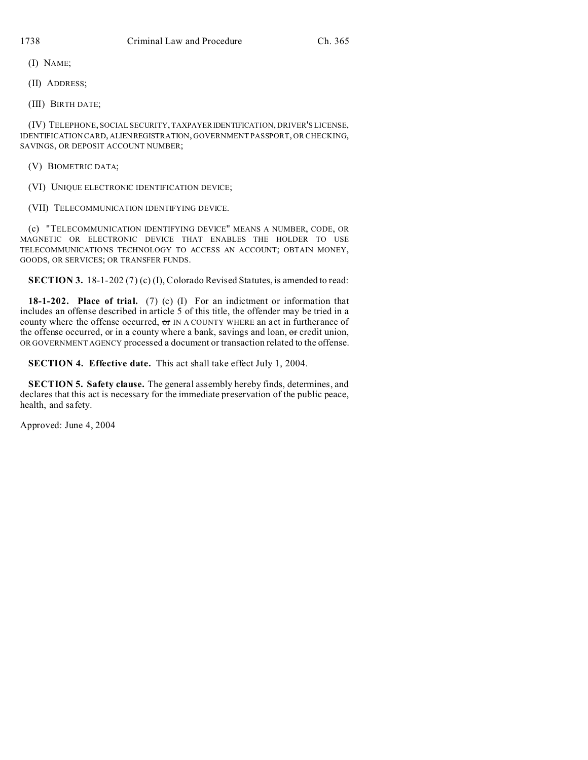(I) NAME;

(II) ADDRESS;

(III) BIRTH DATE;

(IV) TELEPHONE, SOCIAL SECURITY, TAXPAYER IDENTIFICATION, DRIVER'S LICENSE, IDENTIFICATION CARD, ALIEN REGISTRATION, GOVERNMENT PASSPORT, OR CHECKING, SAVINGS, OR DEPOSIT ACCOUNT NUMBER;

(V) BIOMETRIC DATA;

(VI) UNIQUE ELECTRONIC IDENTIFICATION DEVICE;

(VII) TELECOMMUNICATION IDENTIFYING DEVICE.

(c) "TELECOMMUNICATION IDENTIFYING DEVICE" MEANS A NUMBER, CODE, OR MAGNETIC OR ELECTRONIC DEVICE THAT ENABLES THE HOLDER TO USE TELECOMMUNICATIONS TECHNOLOGY TO ACCESS AN ACCOUNT; OBTAIN MONEY, GOODS, OR SERVICES; OR TRANSFER FUNDS.

**SECTION 3.** 18-1-202 (7) (c) (I), Colorado Revised Statutes, is amended to read:

**18-1-202. Place of trial.** (7) (c) (I) For an indictment or information that includes an offense described in article 5 of this title, the offender may be tried in a county where the offense occurred, ~~or~~ IN A COUNTY WHERE an act in furtherance of the offense occurred, or in a county where a bank, savings and loan, ~~or~~ credit union, OR GOVERNMENT AGENCY processed a document or transaction related to the offense.

**SECTION 4. Effective date.** This act shall take effect July 1, 2004.

**SECTION 5. Safety clause.** The general assembly hereby finds, determines, and declares that this act is necessary for the immediate preservation of the public peace, health, and safety.

Approved: June 4, 2004